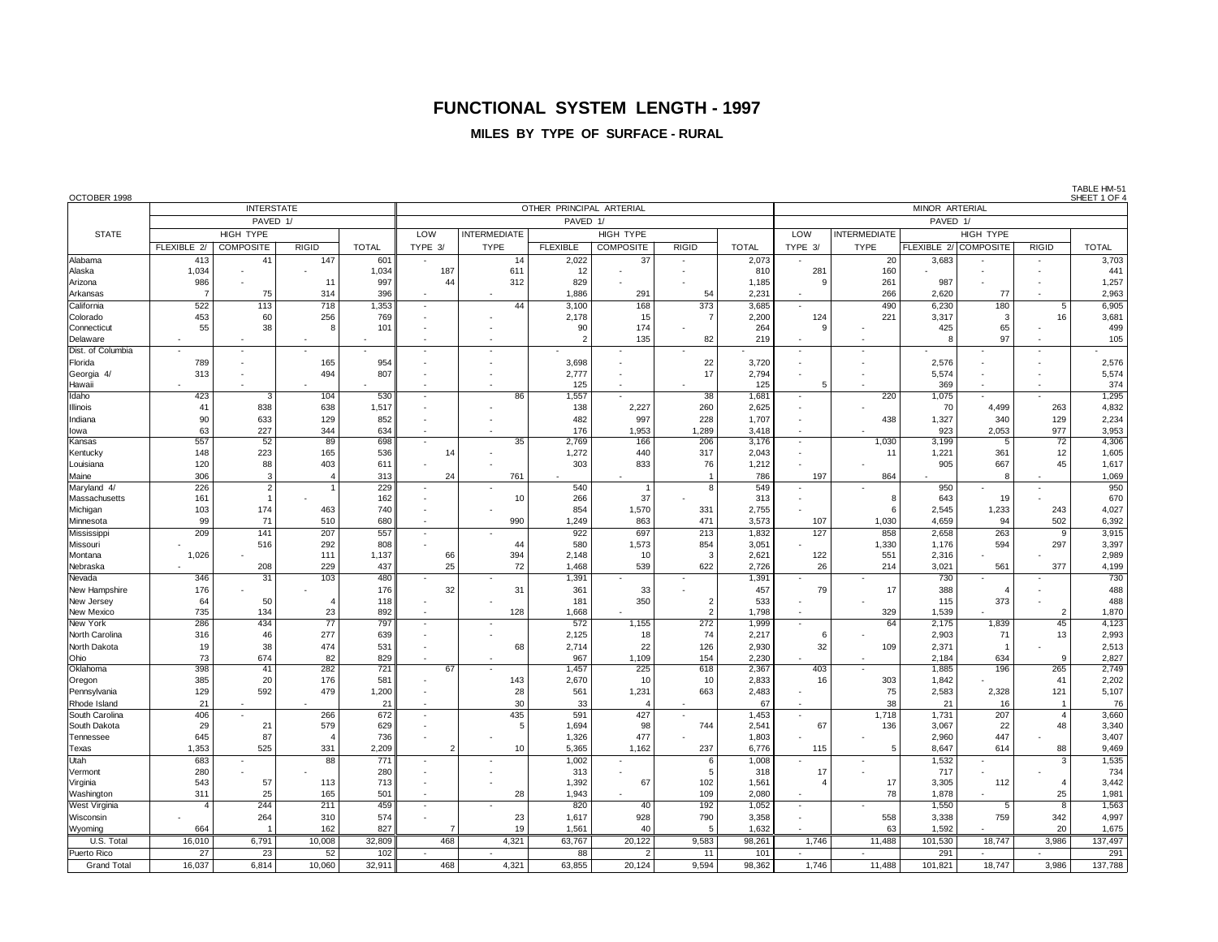# FUNCTIONAL SYSTEM LENGTH - 1997

## MILES BY TYPE OF SURFACE - RURAL

OCTOBER 1998

TABLE HM-51
SHEET 1 OF 4

| STATE | INTERSTATE | | | | OTHER PRINCIPAL ARTERIAL | | | | | | MINOR ARTERIAL | | | | | |
|---|---|---|---|---|---|---|---|---|---|---|---|---|---|---|---|---|
| | PAVED 1/ | | | | PAVED 1/ | | | | | | PAVED 1/ | | | | | |
| | HIGH TYPE | | | | LOW | INTERMEDIATE | HIGH TYPE | | | | LOW | INTERMEDIATE | HIGH TYPE | | | |
| | FLEXIBLE 2/ | COMPOSITE | RIGID | TOTAL | TYPE 3/ | TYPE | FLEXIBLE | COMPOSITE | RIGID | TOTAL | TYPE 3/ | TYPE | FLEXIBLE 2/ | COMPOSITE | RIGID | TOTAL |
| Alabama | 413 | 41 | 147 | 601 | - | 14 | 2,022 | 37 | - | 2,073 | - | 20 | 3,683 | - | - | 3,703 |
| Alaska | 1,034 | - | - | 1,034 | 187 | 611 | 12 | - | - | 810 | 281 | 160 | - | - | - | 441 |
| Arizona | 986 | - | 11 | 997 | 44 | 312 | 829 | - | - | 1,185 | 9 | 261 | 987 | - | - | 1,257 |
| Arkansas | 7 | 75 | 314 | 396 | - | - | 1,886 | 291 | 54 | 2,231 | - | 266 | 2,620 | 77 | - | 2,963 |
| California | 522 | 113 | 718 | 1,353 | - | 44 | 3,100 | 168 | 373 | 3,685 | - | 490 | 6,230 | 180 | 5 | 6,905 |
| Colorado | 453 | 60 | 256 | 769 | - | - | 2,178 | 15 | 7 | 2,200 | 124 | 221 | 3,317 | 3 | 16 | 3,681 |
| Connecticut | 55 | 38 | 8 | 101 | - | - | 90 | 174 | - | 264 | 9 | - | 425 | 65 | - | 499 |
| Delaware | - | - | - | - | - | - | 2 | 135 | 82 | 219 | - | - | 8 | 97 | - | 105 |
| Dist. of Columbia | - | - | - | - | - | - | - | - | - | - | - | - | - | - | - | - |
| Florida | 789 | - | 165 | 954 | - | - | 3,698 | - | 22 | 3,720 | - | - | 2,576 | - | - | 2,576 |
| Georgia 4/ | 313 | - | 494 | 807 | - | - | 2,777 | - | 17 | 2,794 | - | - | 5,574 | - | - | 5,574 |
| Hawaii | - | - | - | - | - | - | 125 | - | - | 125 | 5 | - | 369 | - | - | 374 |
| Idaho | 423 | 3 | 104 | 530 | - | 86 | 1,557 | - | 38 | 1,681 | - | 220 | 1,075 | - | - | 1,295 |
| Illinois | 41 | 838 | 638 | 1,517 | - | - | 138 | 2,227 | 260 | 2,625 | - | - | 70 | 4,499 | 263 | 4,832 |
| Indiana | 90 | 633 | 129 | 852 | - | - | 482 | 997 | 228 | 1,707 | - | 438 | 1,327 | 340 | 129 | 2,234 |
| Iowa | 63 | 227 | 344 | 634 | - | - | 176 | 1,953 | 1,289 | 3,418 | - | - | 923 | 2,053 | 977 | 3,953 |
| Kansas | 557 | 52 | 89 | 698 | - | 35 | 2,769 | 166 | 206 | 3,176 | - | 1,030 | 3,199 | 5 | 72 | 4,306 |
| Kentucky | 148 | 223 | 165 | 536 | 14 | - | 1,272 | 440 | 317 | 2,043 | - | 11 | 1,221 | 361 | 12 | 1,605 |
| Louisiana | 120 | 88 | 403 | 611 | - | - | 303 | 833 | 76 | 1,212 | - | - | 905 | 667 | 45 | 1,617 |
| Maine | 306 | 3 | 4 | 313 | 24 | 761 | - | - | 1 | 786 | 197 | 864 | - | 8 | - | 1,069 |
| Maryland 4/ | 226 | 2 | 1 | 229 | - | - | 540 | 1 | 8 | 549 | - | - | 950 | - | - | 950 |
| Massachusetts | 161 | 1 | - | 162 | - | 10 | 266 | 37 | - | 313 | - | 8 | 643 | 19 | - | 670 |
| Michigan | 103 | 174 | 463 | 740 | - | - | 854 | 1,570 | 331 | 2,755 | - | 6 | 2,545 | 1,233 | 243 | 4,027 |
| Minnesota | 99 | 71 | 510 | 680 | - | 990 | 1,249 | 863 | 471 | 3,573 | 107 | 1,030 | 4,659 | 94 | 502 | 6,392 |
| Mississippi | 209 | 141 | 207 | 557 | - | - | 922 | 697 | 213 | 1,832 | 127 | 858 | 2,658 | 263 | 9 | 3,915 |
| Missouri | - | 516 | 292 | 808 | - | 44 | 580 | 1,573 | 854 | 3,051 | - | 1,330 | 1,176 | 594 | 297 | 3,397 |
| Montana | 1,026 | - | 111 | 1,137 | 66 | 394 | 2,148 | 10 | 3 | 2,621 | 122 | 551 | 2,316 | - | - | 2,989 |
| Nebraska | - | 208 | 229 | 437 | 25 | 72 | 1,468 | 539 | 622 | 2,726 | 26 | 214 | 3,021 | 561 | 377 | 4,199 |
| Nevada | 346 | 31 | 103 | 480 | - | - | 1,391 | - | - | 1,391 | - | - | 730 | - | - | 730 |
| New Hampshire | 176 | - | - | 176 | 32 | 31 | 361 | 33 | - | 457 | 79 | 17 | 388 | 4 | - | 488 |
| New Jersey | 64 | 50 | 4 | 118 | - | - | 181 | 350 | 2 | 533 | - | - | 115 | 373 | - | 488 |
| New Mexico | 735 | 134 | 23 | 892 | - | 128 | 1,668 | - | 2 | 1,798 | - | 329 | 1,539 | - | 2 | 1,870 |
| New York | 286 | 434 | 77 | 797 | - | - | 572 | 1,155 | 272 | 1,999 | - | 64 | 2,175 | 1,839 | 45 | 4,123 |
| North Carolina | 316 | 46 | 277 | 639 | - | - | 2,125 | 18 | 74 | 2,217 | 6 | - | 2,903 | 71 | 13 | 2,993 |
| North Dakota | 19 | 38 | 474 | 531 | - | 68 | 2,714 | 22 | 126 | 2,930 | 32 | 109 | 2,371 | 1 | - | 2,513 |
| Ohio | 73 | 674 | 82 | 829 | - | - | 967 | 1,109 | 154 | 2,230 | - | - | 2,184 | 634 | 9 | 2,827 |
| Oklahoma | 398 | 41 | 282 | 721 | 67 | - | 1,457 | 225 | 618 | 2,367 | 403 | - | 1,885 | 196 | 265 | 2,749 |
| Oregon | 385 | 20 | 176 | 581 | - | 143 | 2,670 | 10 | 10 | 2,833 | 16 | 303 | 1,842 | - | 41 | 2,202 |
| Pennsylvania | 129 | 592 | 479 | 1,200 | - | 28 | 561 | 1,231 | 663 | 2,483 | - | 75 | 2,583 | 2,328 | 121 | 5,107 |
| Rhode Island | 21 | - | - | 21 | - | 30 | 33 | 4 | - | 67 | - | 38 | 21 | 16 | 1 | 76 |
| South Carolina | 406 | - | 266 | 672 | - | 435 | 591 | 427 | - | 1,453 | - | 1,718 | 1,731 | 207 | 4 | 3,660 |
| South Dakota | 29 | 21 | 579 | 629 | - | 5 | 1,694 | 98 | 744 | 2,541 | 67 | 136 | 3,067 | 22 | 48 | 3,340 |
| Tennessee | 645 | 87 | 4 | 736 | - | - | 1,326 | 477 | - | 1,803 | - | - | 2,960 | 447 | - | 3,407 |
| Texas | 1,353 | 525 | 331 | 2,209 | 2 | 10 | 5,365 | 1,162 | 237 | 6,776 | 115 | 5 | 8,647 | 614 | 88 | 9,469 |
| Utah | 683 | - | 88 | 771 | - | - | 1,002 | - | 6 | 1,008 | - | - | 1,532 | - | 3 | 1,535 |
| Vermont | 280 | - | - | 280 | - | - | 313 | - | 5 | 318 | 17 | - | 717 | - | - | 734 |
| Virginia | 543 | 57 | 113 | 713 | - | - | 1,392 | 67 | 102 | 1,561 | 4 | 17 | 3,305 | 112 | 4 | 3,442 |
| Washington | 311 | 25 | 165 | 501 | - | 28 | 1,943 | - | 109 | 2,080 | - | 78 | 1,878 | - | 25 | 1,981 |
| West Virginia | 4 | 244 | 211 | 459 | - | - | 820 | 40 | 192 | 1,052 | - | - | 1,550 | 5 | 8 | 1,563 |
| Wisconsin | - | 264 | 310 | 574 | - | 23 | 1,617 | 928 | 790 | 3,358 | - | 558 | 3,338 | 759 | 342 | 4,997 |
| Wyoming | 664 | 1 | 162 | 827 | 7 | 19 | 1,561 | 40 | 5 | 1,632 | - | 63 | 1,592 | - | 20 | 1,675 |
| U.S. Total | 16,010 | 6,791 | 10,008 | 32,809 | 468 | 4,321 | 63,767 | 20,122 | 9,583 | 98,261 | 1,746 | 11,488 | 101,530 | 18,747 | 3,986 | 137,497 |
| Puerto Rico | 27 | 23 | 52 | 102 | - | - | 88 | 2 | 11 | 101 | - | - | 291 | - | - | 291 |
| Grand Total | 16,037 | 6,814 | 10,060 | 32,911 | 468 | 4,321 | 63,855 | 20,124 | 9,594 | 98,362 | 1,746 | 11,488 | 101,821 | 18,747 | 3,986 | 137,788 |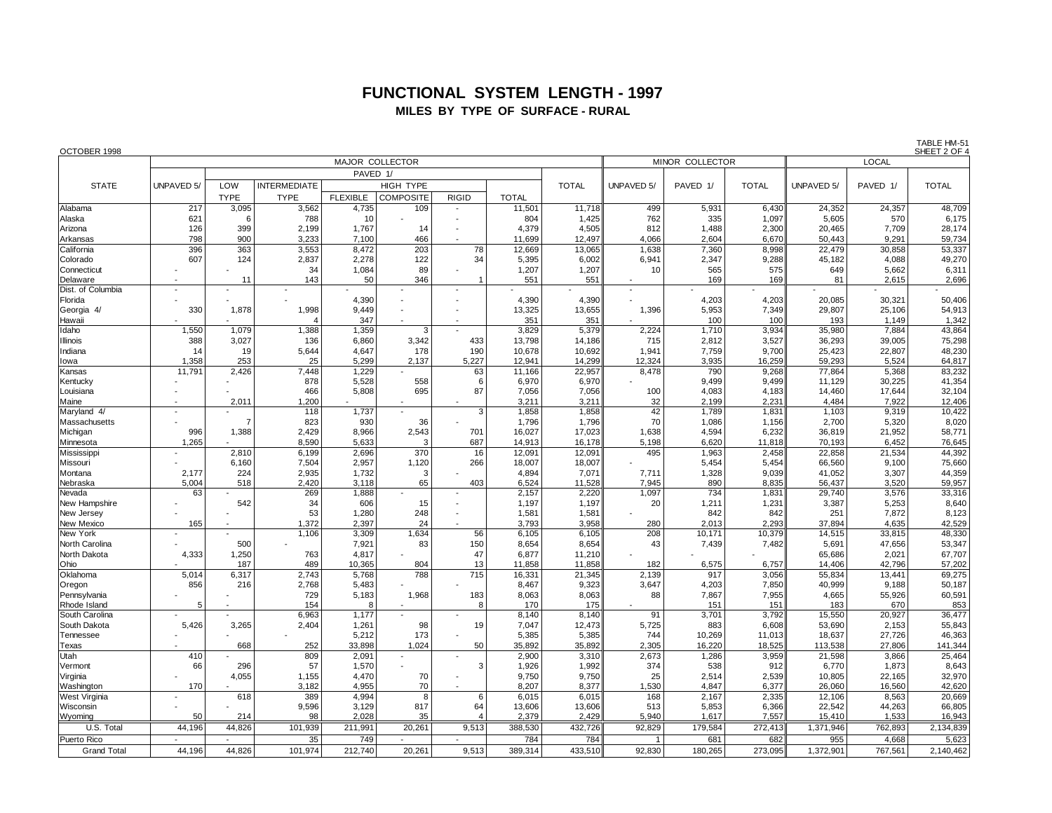# FUNCTIONAL SYSTEM LENGTH - 1997

## MILES BY TYPE OF SURFACE - RURAL

OCTOBER 1998

TABLE HM-51
SHEET 2 OF 4

| STATE | MAJOR COLLECTOR | | | | | | | | MINOR COLLECTOR | | | LOCAL | | |
|---|---|---|---|---|---|---|---|---|---|---|---|---|---|---|
| | UNPAVED 5/ | PAVED 1/ | | | | | | TOTAL | UNPAVED 5/ | PAVED 1/ | TOTAL | UNPAVED 5/ | PAVED 1/ | TOTAL |
| | | LOW TYPE | INTERMEDIATE TYPE | HIGH TYPE | | | TOTAL | | | | | | | |
| | | | | FLEXIBLE | COMPOSITE | RIGID | | | | | | | | |
| Alabama | 217 | 3,095 | 3,562 | 4,735 | 109 | - | 11,501 | 11,718 | 499 | 5,931 | 6,430 | 24,352 | 24,357 | 48,709 |
| Alaska | 621 | 6 | 788 | 10 | - | - | 804 | 1,425 | 762 | 335 | 1,097 | 5,605 | 570 | 6,175 |
| Arizona | 126 | 399 | 2,199 | 1,767 | 14 | - | 4,379 | 4,505 | 812 | 1,488 | 2,300 | 20,465 | 7,709 | 28,174 |
| Arkansas | 798 | 900 | 3,233 | 7,100 | 466 | - | 11,699 | 12,497 | 4,066 | 2,604 | 6,670 | 50,443 | 9,291 | 59,734 |
| California | 396 | 363 | 3,553 | 8,472 | 203 | 78 | 12,669 | 13,065 | 1,638 | 7,360 | 8,998 | 22,479 | 30,858 | 53,337 |
| Colorado | 607 | 124 | 2,837 | 2,278 | 122 | 34 | 5,395 | 6,002 | 6,941 | 2,347 | 9,288 | 45,182 | 4,088 | 49,270 |
| Connecticut | - | - | 34 | 1,084 | 89 | - | 1,207 | 1,207 | 10 | 565 | 575 | 649 | 5,662 | 6,311 |
| Delaware | - | 11 | 143 | 50 | 346 | 1 | 551 | 551 | - | 169 | 169 | 81 | 2,615 | 2,696 |
| Dist. of Columbia | - | - | - | - | - | - | - | - | - | - | - | - | - | - |
| Florida | - | - | - | 4,390 | - | - | 4,390 | 4,390 | - | 4,203 | 4,203 | 20,085 | 30,321 | 50,406 |
| Georgia 4/ | 330 | 1,878 | 1,998 | 9,449 | - | - | 13,325 | 13,655 | 1,396 | 5,953 | 7,349 | 29,807 | 25,106 | 54,913 |
| Hawaii | - | - | 4 | 347 | - | - | 351 | 351 | - | 100 | 100 | 193 | 1,149 | 1,342 |
| Idaho | 1,550 | 1,079 | 1,388 | 1,359 | 3 | - | 3,829 | 5,379 | 2,224 | 1,710 | 3,934 | 35,980 | 7,884 | 43,864 |
| Illinois | 388 | 3,027 | 136 | 6,860 | 3,342 | 433 | 13,798 | 14,186 | 715 | 2,812 | 3,527 | 36,293 | 39,005 | 75,298 |
| Indiana | 14 | 19 | 5,644 | 4,647 | 178 | 190 | 10,678 | 10,692 | 1,941 | 7,759 | 9,700 | 25,423 | 22,807 | 48,230 |
| Iowa | 1,358 | 253 | 25 | 5,299 | 2,137 | 5,227 | 12,941 | 14,299 | 12,324 | 3,935 | 16,259 | 59,293 | 5,524 | 64,817 |
| Kansas | 11,791 | 2,426 | 7,448 | 1,229 | - | 63 | 11,166 | 22,957 | 8,478 | 790 | 9,268 | 77,864 | 5,368 | 83,232 |
| Kentucky | - | - | 878 | 5,528 | 558 | 6 | 6,970 | 6,970 | - | 9,499 | 9,499 | 11,129 | 30,225 | 41,354 |
| Louisiana | - | - | 466 | 5,808 | 695 | 87 | 7,056 | 7,056 | 100 | 4,083 | 4,183 | 14,460 | 17,644 | 32,104 |
| Maine | - | 2,011 | 1,200 | - | - | - | 3,211 | 3,211 | 32 | 2,199 | 2,231 | 4,484 | 7,922 | 12,406 |
| Maryland 4/ | - | - | 118 | 1,737 | - | 3 | 1,858 | 1,858 | 42 | 1,789 | 1,831 | 1,103 | 9,319 | 10,422 |
| Massachusetts | - | 7 | 823 | 930 | 36 | - | 1,796 | 1,796 | 70 | 1,086 | 1,156 | 2,700 | 5,320 | 8,020 |
| Michigan | 996 | 1,388 | 2,429 | 8,966 | 2,543 | 701 | 16,027 | 17,023 | 1,638 | 4,594 | 6,232 | 36,819 | 21,952 | 58,771 |
| Minnesota | 1,265 | - | 8,590 | 5,633 | 3 | 687 | 14,913 | 16,178 | 5,198 | 6,620 | 11,818 | 70,193 | 6,452 | 76,645 |
| Mississippi | - | 2,810 | 6,199 | 2,696 | 370 | 16 | 12,091 | 12,091 | 495 | 1,963 | 2,458 | 22,858 | 21,534 | 44,392 |
| Missouri | - | 6,160 | 7,504 | 2,957 | 1,120 | 266 | 18,007 | 18,007 | - | 5,454 | 5,454 | 66,560 | 9,100 | 75,660 |
| Montana | 2,177 | 224 | 2,935 | 1,732 | 3 | - | 4,894 | 7,071 | 7,711 | 1,328 | 9,039 | 41,052 | 3,307 | 44,359 |
| Nebraska | 5,004 | 518 | 2,420 | 3,118 | 65 | 403 | 6,524 | 11,528 | 7,945 | 890 | 8,835 | 56,437 | 3,520 | 59,957 |
| Nevada | 63 | - | 269 | 1,888 | - | - | 2,157 | 2,220 | 1,097 | 734 | 1,831 | 29,740 | 3,576 | 33,316 |
| New Hampshire | - | 542 | 34 | 606 | 15 | - | 1,197 | 1,197 | 20 | 1,211 | 1,231 | 3,387 | 5,253 | 8,640 |
| New Jersey | - | - | 53 | 1,280 | 248 | - | 1,581 | 1,581 | - | 842 | 842 | 251 | 7,872 | 8,123 |
| New Mexico | 165 | - | 1,372 | 2,397 | 24 | - | 3,793 | 3,958 | 280 | 2,013 | 2,293 | 37,894 | 4,635 | 42,529 |
| New York | - | - | 1,106 | 3,309 | 1,634 | 56 | 6,105 | 6,105 | 208 | 10,171 | 10,379 | 14,515 | 33,815 | 48,330 |
| North Carolina | - | 500 | - | 7,921 | 83 | 150 | 8,654 | 8,654 | 43 | 7,439 | 7,482 | 5,691 | 47,656 | 53,347 |
| North Dakota | 4,333 | 1,250 | 763 | 4,817 | - | 47 | 6,877 | 11,210 | - | - | - | 65,686 | 2,021 | 67,707 |
| Ohio | - | 187 | 489 | 10,365 | 804 | 13 | 11,858 | 11,858 | 182 | 6,575 | 6,757 | 14,406 | 42,796 | 57,202 |
| Oklahoma | 5,014 | 6,317 | 2,743 | 5,768 | 788 | 715 | 16,331 | 21,345 | 2,139 | 917 | 3,056 | 55,834 | 13,441 | 69,275 |
| Oregon | 856 | 216 | 2,768 | 5,483 | - | - | 8,467 | 9,323 | 3,647 | 4,203 | 7,850 | 40,999 | 9,188 | 50,187 |
| Pennsylvania | - | - | 729 | 5,183 | 1,968 | 183 | 8,063 | 8,063 | 88 | 7,867 | 7,955 | 4,665 | 55,926 | 60,591 |
| Rhode Island | 5 | - | 154 | 8 | - | 8 | 170 | 175 | - | 151 | 151 | 183 | 670 | 853 |
| South Carolina | - | - | 6,963 | 1,177 | - | - | 8,140 | 8,140 | 91 | 3,701 | 3,792 | 15,550 | 20,927 | 36,477 |
| South Dakota | 5,426 | 3,265 | 2,404 | 1,261 | 98 | 19 | 7,047 | 12,473 | 5,725 | 883 | 6,608 | 53,690 | 2,153 | 55,843 |
| Tennessee | - | - | - | 5,212 | 173 | - | 5,385 | 5,385 | 744 | 10,269 | 11,013 | 18,637 | 27,726 | 46,363 |
| Texas | - | 668 | 252 | 33,898 | 1,024 | 50 | 35,892 | 35,892 | 2,305 | 16,220 | 18,525 | 113,538 | 27,806 | 141,344 |
| Utah | 410 | - | 809 | 2,091 | - | - | 2,900 | 3,310 | 2,673 | 1,286 | 3,959 | 21,598 | 3,866 | 25,464 |
| Vermont | 66 | 296 | 57 | 1,570 | - | 3 | 1,926 | 1,992 | 374 | 538 | 912 | 6,770 | 1,873 | 8,643 |
| Virginia | - | 4,055 | 1,155 | 4,470 | 70 | - | 9,750 | 9,750 | 25 | 2,514 | 2,539 | 10,805 | 22,165 | 32,970 |
| Washington | 170 | - | 3,182 | 4,955 | 70 | - | 8,207 | 8,377 | 1,530 | 4,847 | 6,377 | 26,060 | 16,560 | 42,620 |
| West Virginia | - | 618 | 389 | 4,994 | 8 | 6 | 6,015 | 6,015 | 168 | 2,167 | 2,335 | 12,106 | 8,563 | 20,669 |
| Wisconsin | - | - | 9,596 | 3,129 | 817 | 64 | 13,606 | 13,606 | 513 | 5,853 | 6,366 | 22,542 | 44,263 | 66,805 |
| Wyoming | 50 | 214 | 98 | 2,028 | 35 | 4 | 2,379 | 2,429 | 5,940 | 1,617 | 7,557 | 15,410 | 1,533 | 16,943 |
| U.S. Total | 44,196 | 44,826 | 101,939 | 211,991 | 20,261 | 9,513 | 388,530 | 432,726 | 92,829 | 179,584 | 272,413 | 1,371,946 | 762,893 | 2,134,839 |
| Puerto Rico | - | - | 35 | 749 | - | - | 784 | 784 | 1 | 681 | 682 | 955 | 4,668 | 5,623 |
| Grand Total | 44,196 | 44,826 | 101,974 | 212,740 | 20,261 | 9,513 | 389,314 | 433,510 | 92,830 | 180,265 | 273,095 | 1,372,901 | 767,561 | 2,140,462 |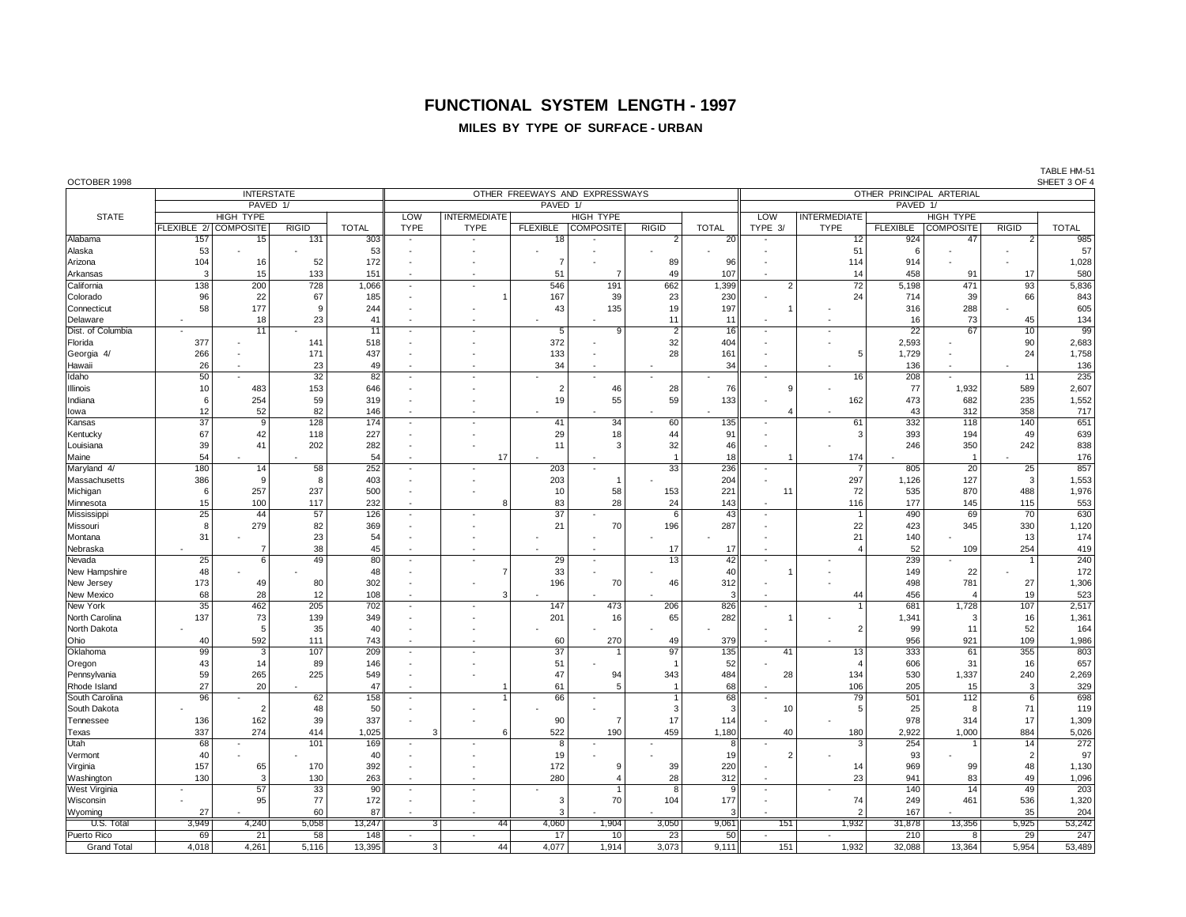# FUNCTIONAL SYSTEM LENGTH - 1997

## MILES BY TYPE OF SURFACE - URBAN

OCTOBER 1998

TABLE HM-51
SHEET 3 OF 4

| STATE | INTERSTATE | | | | OTHER FREEWAYS AND EXPRESSWAYS | | | | | | OTHER PRINCIPAL ARTERIAL | | | | | |
|---|---|---|---|---|---|---|---|---|---|---|---|---|---|---|---|---|
| | PAVED 1/ | | | | PAVED 1/ | | | | | | PAVED 1/ | | | | | |
| | HIGH TYPE | | | | LOW | INTERMEDIATE | HIGH TYPE | | | | LOW | INTERMEDIATE | HIGH TYPE | | | |
| | FLEXIBLE 2/ | COMPOSITE | RIGID | TOTAL | TYPE | TYPE | FLEXIBLE | COMPOSITE | RIGID | TOTAL | TYPE 3/ | TYPE | FLEXIBLE | COMPOSITE | RIGID | TOTAL |
| Alabama | 157 | 15 | 131 | 303 | - | - | 18 | - | 2 | 20 | - | 12 | 924 | 47 | 2 | 985 |
| Alaska | 53 | - | - | 53 | - | - | - | - | - | - | - | 51 | 6 | - | - | 57 |
| Arizona | 104 | 16 | 52 | 172 | - | - | 7 | - | 89 | 96 | - | 114 | 914 | - | - | 1,028 |
| Arkansas | 3 | 15 | 133 | 151 | - | - | 51 | 7 | 49 | 107 | - | 14 | 458 | 91 | 17 | 580 |
| California | 138 | 200 | 728 | 1,066 | - | - | 546 | 191 | 662 | 1,399 | 2 | 72 | 5,198 | 471 | 93 | 5,836 |
| Colorado | 96 | 22 | 67 | 185 | - | 1 | 167 | 39 | 23 | 230 | - | 24 | 714 | 39 | 66 | 843 |
| Connecticut | 58 | 177 | 9 | 244 | - | - | 43 | 135 | 19 | 197 | 1 | - | 316 | 288 | - | 605 |
| Delaware | - | 18 | 23 | 41 | - | - | - | - | 11 | 11 | - | - | 16 | 73 | 45 | 134 |
| Dist. of Columbia | - | 11 | - | 11 | - | - | 5 | 9 | 2 | 16 | - | - | 22 | 67 | 10 | 99 |
| Florida | 377 | - | 141 | 518 | - | - | 372 | - | 32 | 404 | - | - | 2,593 | - | 90 | 2,683 |
| Georgia 4/ | 266 | - | 171 | 437 | - | - | 133 | - | 28 | 161 | - | 5 | 1,729 | - | 24 | 1,758 |
| Hawaii | 26 | - | 23 | 49 | - | - | 34 | - | - | 34 | - | - | 136 | - | - | 136 |
| Idaho | 50 | - | 32 | 82 | - | - | - | - | - | - | - | 16 | 208 | - | 11 | 235 |
| Illinois | 10 | 483 | 153 | 646 | - | - | 2 | 46 | 28 | 76 | 9 | - | 77 | 1,932 | 589 | 2,607 |
| Indiana | 6 | 254 | 59 | 319 | - | - | 19 | 55 | 59 | 133 | - | 162 | 473 | 682 | 235 | 1,552 |
| Iowa | 12 | 52 | 82 | 146 | - | - | - | - | - | - | 4 | - | 43 | 312 | 358 | 717 |
| Kansas | 37 | 9 | 128 | 174 | - | - | 41 | 34 | 60 | 135 | - | 61 | 332 | 118 | 140 | 651 |
| Kentucky | 67 | 42 | 118 | 227 | - | - | 29 | 18 | 44 | 91 | - | 3 | 393 | 194 | 49 | 639 |
| Louisiana | 39 | 41 | 202 | 282 | - | - | 11 | 3 | 32 | 46 | - | - | 246 | 350 | 242 | 838 |
| Maine | 54 | - | - | 54 | - | 17 | - | - | 1 | 18 | 1 | 174 | - | 1 | - | 176 |
| Maryland 4/ | 180 | 14 | 58 | 252 | - | - | 203 | - | 33 | 236 | - | 7 | 805 | 20 | 25 | 857 |
| Massachusetts | 386 | 9 | 8 | 403 | - | - | 203 | 1 | - | 204 | - | 297 | 1,126 | 127 | 3 | 1,553 |
| Michigan | 6 | 257 | 237 | 500 | - | - | 10 | 58 | 153 | 221 | 11 | 72 | 535 | 870 | 488 | 1,976 |
| Minnesota | 15 | 100 | 117 | 232 | - | 8 | 83 | 28 | 24 | 143 | - | 116 | 177 | 145 | 115 | 553 |
| Mississippi | 25 | 44 | 57 | 126 | - | - | 37 | - | 6 | 43 | - | 1 | 490 | 69 | 70 | 630 |
| Missouri | 8 | 279 | 82 | 369 | - | - | 21 | 70 | 196 | 287 | - | 22 | 423 | 345 | 330 | 1,120 |
| Montana | 31 | - | 23 | 54 | - | - | - | - | - | - | - | 21 | 140 | - | 13 | 174 |
| Nebraska | - | 7 | 38 | 45 | - | - | - | - | 17 | 17 | - | 4 | 52 | 109 | 254 | 419 |
| Nevada | 25 | 6 | 49 | 80 | - | - | 29 | - | 13 | 42 | - | - | 239 | - | 1 | 240 |
| New Hampshire | 48 | - | - | 48 | - | 7 | 33 | - | - | 40 | 1 | - | 149 | 22 | - | 172 |
| New Jersey | 173 | 49 | 80 | 302 | - | - | 196 | 70 | 46 | 312 | - | - | 498 | 781 | 27 | 1,306 |
| New Mexico | 68 | 28 | 12 | 108 | - | 3 | - | - | - | 3 | - | 44 | 456 | 4 | 19 | 523 |
| New York | 35 | 462 | 205 | 702 | - | - | 147 | 473 | 206 | 826 | - | 1 | 681 | 1,728 | 107 | 2,517 |
| North Carolina | 137 | 73 | 139 | 349 | - | - | 201 | 16 | 65 | 282 | 1 | - | 1,341 | 3 | 16 | 1,361 |
| North Dakota | - | 5 | 35 | 40 | - | - | - | - | - | - | - | 2 | 99 | 11 | 52 | 164 |
| Ohio | 40 | 592 | 111 | 743 | - | - | 60 | 270 | 49 | 379 | - | - | 956 | 921 | 109 | 1,986 |
| Oklahoma | 99 | 3 | 107 | 209 | - | - | 37 | 1 | 97 | 135 | 41 | 13 | 333 | 61 | 355 | 803 |
| Oregon | 43 | 14 | 89 | 146 | - | - | 51 | - | 1 | 52 | - | 4 | 606 | 31 | 16 | 657 |
| Pennsylvania | 59 | 265 | 225 | 549 | - | - | 47 | 94 | 343 | 484 | 28 | 134 | 530 | 1,337 | 240 | 2,269 |
| Rhode Island | 27 | 20 | - | 47 | - | 1 | 61 | 5 | 1 | 68 | - | 106 | 205 | 15 | 3 | 329 |
| South Carolina | 96 | - | 62 | 158 | - | 1 | 66 | - | 1 | 68 | - | 79 | 501 | 112 | 6 | 698 |
| South Dakota | - | 2 | 48 | 50 | - | - | - | - | 3 | 3 | 10 | 5 | 25 | 8 | 71 | 119 |
| Tennessee | 136 | 162 | 39 | 337 | - | - | 90 | 7 | 17 | 114 | - | - | 978 | 314 | 17 | 1,309 |
| Texas | 337 | 274 | 414 | 1,025 | 3 | 6 | 522 | 190 | 459 | 1,180 | 40 | 180 | 2,922 | 1,000 | 884 | 5,026 |
| Utah | 68 | - | 101 | 169 | - | - | 8 | - | - | 8 | - | 3 | 254 | 1 | 14 | 272 |
| Vermont | 40 | - | - | 40 | - | - | 19 | - | - | 19 | 2 | - | 93 | - | 2 | 97 |
| Virginia | 157 | 65 | 170 | 392 | - | - | 172 | 9 | 39 | 220 | - | 14 | 969 | 99 | 48 | 1,130 |
| Washington | 130 | 3 | 130 | 263 | - | - | 280 | 4 | 28 | 312 | - | 23 | 941 | 83 | 49 | 1,096 |
| West Virginia | - | 57 | 33 | 90 | - | - | - | 1 | 8 | 9 | - | - | 140 | 14 | 49 | 203 |
| Wisconsin | - | 95 | 77 | 172 | - | - | 3 | 70 | 104 | 177 | - | 74 | 249 | 461 | 536 | 1,320 |
| Wyoming | 27 | - | 60 | 87 | - | - | 3 | - | - | 3 | - | 2 | 167 | - | 35 | 204 |
| U.S. Total | 3,949 | 4,240 | 5,058 | 13,247 | 3 | 44 | 4,060 | 1,904 | 3,050 | 9,061 | 151 | 1,932 | 31,878 | 13,356 | 5,925 | 53,242 |
| Puerto Rico | 69 | 21 | 58 | 148 | - | - | 17 | 10 | 23 | 50 | - | - | 210 | 8 | 29 | 247 |
| Grand Total | 4,018 | 4,261 | 5,116 | 13,395 | 3 | 44 | 4,077 | 1,914 | 3,073 | 9,111 | 151 | 1,932 | 32,088 | 13,364 | 5,954 | 53,489 |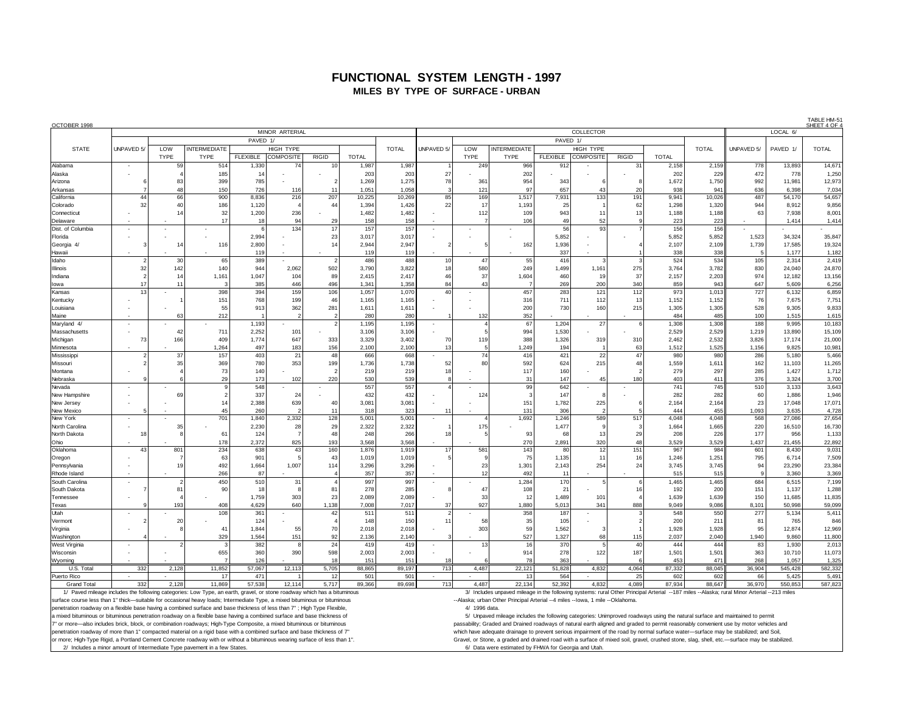# FUNCTIONAL SYSTEM LENGTH - 1997

## MILES BY TYPE OF SURFACE - URBAN

OCTOBER 1998

TABLE HM-51
SHEET 4 OF 4

| STATE | MINOR ARTERIAL | | | | | | | | | COLLECTOR | | | | | | | | | LOCAL 6/ | | |
|---|---|---|---|---|---|---|---|---|---|---|---|---|---|---|---|---|---|---|---|---|---|
| | UNPAVED 5/ | PAVED 1/ | | | | | | | TOTAL | UNPAVED 5/ | PAVED 1/ | | | | | | | TOTAL | UNPAVED 5/ | PAVED 1/ | TOTAL |
| | | LOW TYPE | INTERMEDIATE TYPE | HIGH TYPE | | | TOTAL | | | | LOW TYPE | INTERMEDIATE TYPE | HIGH TYPE | | | TOTAL | | | | | |
| | | | | FLEXIBLE | COMPOSITE | RIGID | | | | | | | FLEXIBLE | COMPOSITE | RIGID | | | | | | |
| Alabama | - | 59 | 514 | 1,330 | 74 | 10 | 1,987 | | 1,987 | 1 | 249 | 966 | 912 | - | 31 | 2,158 | | 2,159 | 778 | 13,893 | 14,671 |
| Alaska | - | 4 | 185 | 14 | - | - | 203 | | 203 | 27 | - | 202 | - | - | - | 202 | | 229 | 472 | 778 | 1,250 |
| Arizona | 6 | 83 | 399 | 785 | - | 2 | 1,269 | | 1,275 | 78 | 361 | 954 | 343 | 6 | 8 | 1,672 | | 1,750 | 992 | 11,981 | 12,973 |
| Arkansas | 7 | 48 | 150 | 726 | 116 | 11 | 1,051 | | 1,058 | 3 | 121 | 97 | 657 | 43 | 20 | 938 | | 941 | 636 | 6,398 | 7,034 |
| California | 44 | 66 | 900 | 8,836 | 216 | 207 | 10,225 | | 10,269 | 85 | 169 | 1,517 | 7,931 | 133 | 191 | 9,941 | | 10,026 | 487 | 54,170 | 54,657 |
| Colorado | 32 | 40 | 186 | 1,120 | 4 | 44 | 1,394 | | 1,426 | 22 | 17 | 1,193 | 25 | 1 | 62 | 1,298 | | 1,320 | 944 | 8,912 | 9,856 |
| Connecticut | - | 14 | 32 | 1,200 | 236 | - | 1,482 | | 1,482 | - | 112 | 109 | 943 | 11 | 13 | 1,188 | | 1,188 | 63 | 7,938 | 8,001 |
| Delaware | - | - | 17 | 18 | 94 | 29 | 158 | | 158 | - | 7 | 106 | 49 | 52 | 9 | 223 | | 223 | - | 1,414 | 1,414 |
| Dist. of Columbia | - | - | - | 6 | 134 | 17 | 157 | | 157 | - | - | - | 56 | 93 | 7 | 156 | | 156 | - | - | - |
| Florida | - | - | - | 2,994 | - | 23 | 3,017 | | 3,017 | - | - | - | 5,852 | - | - | 5,852 | | 5,852 | 1,523 | 34,324 | 35,847 |
| Georgia 4/ | 3 | 14 | 116 | 2,800 | - | 14 | 2,944 | | 2,947 | 2 | 5 | 162 | 1,936 | - | 4 | 2,107 | | 2,109 | 1,739 | 17,585 | 19,324 |
| Hawaii | - | - | - | 119 | - | - | 119 | | 119 | - | - | - | 337 | - | 1 | 338 | | 338 | 5 | 1,177 | 1,182 |
| Idaho | 2 | 30 | 65 | 389 | - | 2 | 486 | | 488 | 10 | 47 | 55 | 416 | 3 | 3 | 524 | | 534 | 105 | 2,314 | 2,419 |
| Illinois | 32 | 142 | 140 | 944 | 2,062 | 502 | 3,790 | | 3,822 | 18 | 580 | 249 | 1,499 | 1,161 | 275 | 3,764 | | 3,782 | 830 | 24,040 | 24,870 |
| Indiana | 2 | 14 | 1,161 | 1,047 | 104 | 89 | 2,415 | | 2,417 | 46 | 37 | 1,604 | 460 | 19 | 37 | 2,157 | | 2,203 | 974 | 12,182 | 13,156 |
| Iowa | 17 | 11 | 3 | 385 | 446 | 496 | 1,341 | | 1,358 | 84 | 43 | 7 | 269 | 200 | 340 | 859 | | 943 | 647 | 5,609 | 6,256 |
| Kansas | 13 | - | 398 | 394 | 159 | 106 | 1,057 | | 1,070 | 40 | - | 457 | 283 | 121 | 112 | 973 | | 1,013 | 727 | 6,132 | 6,859 |
| Kentucky | - | 1 | 151 | 768 | 199 | 46 | 1,165 | | 1,165 | - | - | 316 | 711 | 112 | 13 | 1,152 | | 1,152 | 76 | 7,675 | 7,751 |
| Louisiana | - | - | 55 | 913 | 362 | 281 | 1,611 | | 1,611 | - | - | 200 | 730 | 160 | 215 | 1,305 | | 1,305 | 528 | 9,305 | 9,833 |
| Maine | - | 63 | 212 | 1 | 2 | 2 | 280 | | 280 | 1 | 132 | 352 | - | - | - | 484 | | 485 | 100 | 1,515 | 1,615 |
| Maryland 4/ | - | - | - | 1,193 | - | 2 | 1,195 | | 1,195 | - | 4 | 67 | 1,204 | 27 | 6 | 1,308 | | 1,308 | 188 | 9,995 | 10,183 |
| Massachusetts | - | 42 | 711 | 2,252 | 101 | - | 3,106 | | 3,106 | - | 5 | 994 | 1,530 | - | - | 2,529 | | 2,529 | 1,219 | 13,890 | 15,109 |
| Michigan | 73 | 166 | 409 | 1,774 | 647 | 333 | 3,329 | | 3,402 | 70 | 119 | 388 | 1,326 | 319 | 310 | 2,462 | | 2,532 | 3,826 | 17,174 | 21,000 |
| Minnesota | - | - | 1,264 | 497 | 183 | 156 | 2,100 | | 2,100 | 13 | 5 | 1,249 | 194 | 1 | 63 | 1,512 | | 1,525 | 1,156 | 9,825 | 10,981 |
| Mississippi | 2 | 37 | 157 | 403 | 21 | 48 | 666 | | 668 | - | 74 | 416 | 421 | 22 | 47 | 980 | | 980 | 286 | 5,180 | 5,466 |
| Missouri | 2 | 35 | 369 | 780 | 353 | 199 | 1,736 | | 1,738 | 52 | 80 | 592 | 624 | 215 | 48 | 1,559 | | 1,611 | 162 | 11,103 | 11,265 |
| Montana | - | 4 | 73 | 140 | - | 2 | 219 | | 219 | 18 | - | 117 | 160 | - | 2 | 279 | | 297 | 285 | 1,427 | 1,712 |
| Nebraska | 9 | 6 | 29 | 173 | 102 | 220 | 530 | | 539 | 8 | - | 31 | 147 | 45 | 180 | 403 | | 411 | 376 | 3,324 | 3,700 |
| Nevada | - | - | 9 | 548 | - | - | 557 | | 557 | 4 | - | 99 | 642 | - | - | 741 | | 745 | 510 | 3,133 | 3,643 |
| New Hampshire | - | 69 | 2 | 337 | 24 | - | 432 | | 432 | - | 124 | 3 | 147 | 8 | - | 282 | | 282 | 60 | 1,886 | 1,946 |
| New Jersey | - | - | 14 | 2,388 | 639 | 40 | 3,081 | | 3,081 | - | - | 151 | 1,782 | 225 | 6 | 2,164 | | 2,164 | 23 | 17,048 | 17,071 |
| New Mexico | 5 | - | 45 | 260 | 2 | 11 | 318 | | 323 | 11 | - | 131 | 306 | 2 | 5 | 444 | | 455 | 1,093 | 3,635 | 4,728 |
| New York | - | - | 701 | 1,840 | 2,332 | 128 | 5,001 | | 5,001 | - | 4 | 1,692 | 1,246 | 589 | 517 | 4,048 | | 4,048 | 568 | 27,086 | 27,654 |
| North Carolina | - | 35 | - | 2,230 | 28 | 29 | 2,322 | | 2,322 | 1 | 175 | - | 1,477 | 9 | 3 | 1,664 | | 1,665 | 220 | 16,510 | 16,730 |
| North Dakota | 18 | 8 | 61 | 124 | 7 | 48 | 248 | | 266 | 18 | 5 | 93 | 68 | 13 | 29 | 208 | | 226 | 177 | 956 | 1,133 |
| Ohio | - | - | 178 | 2,372 | 825 | 193 | 3,568 | | 3,568 | - | - | 270 | 2,891 | 320 | 48 | 3,529 | | 3,529 | 1,437 | 21,455 | 22,892 |
| Oklahoma | 43 | 801 | 234 | 638 | 43 | 160 | 1,876 | | 1,919 | 17 | 581 | 143 | 80 | 12 | 151 | 967 | | 984 | 601 | 8,430 | 9,031 |
| Oregon | - | 7 | 63 | 901 | 5 | 43 | 1,019 | | 1,019 | 5 | 9 | 75 | 1,135 | 11 | 16 | 1,246 | | 1,251 | 795 | 6,714 | 7,509 |
| Pennsylvania | - | 19 | 492 | 1,664 | 1,007 | 114 | 3,296 | | 3,296 | - | 23 | 1,301 | 2,143 | 254 | 24 | 3,745 | | 3,745 | 94 | 23,290 | 23,384 |
| Rhode Island | - | - | 266 | 87 | - | 4 | 357 | | 357 | - | 12 | 492 | 11 | - | - | 515 | | 515 | 9 | 3,360 | 3,369 |
| South Carolina | - | 2 | 450 | 510 | 31 | 4 | 997 | | 997 | - | - | 1,284 | 170 | 5 | 6 | 1,465 | | 1,465 | 684 | 6,515 | 7,199 |
| South Dakota | 7 | 81 | 90 | 18 | 8 | 81 | 278 | | 285 | 8 | 47 | 108 | 21 | - | 16 | 192 | | 200 | 151 | 1,137 | 1,288 |
| Tennessee | - | 4 | - | 1,759 | 303 | 23 | 2,089 | | 2,089 | - | 33 | 12 | 1,489 | 101 | 4 | 1,639 | | 1,639 | 150 | 11,685 | 11,835 |
| Texas | 9 | 193 | 408 | 4,629 | 640 | 1,138 | 7,008 | | 7,017 | 37 | 927 | 1,880 | 5,013 | 341 | 888 | 9,049 | | 9,086 | 8,101 | 50,998 | 59,099 |
| Utah | - | - | 108 | 361 | - | 42 | 511 | | 511 | 2 | - | 358 | 187 | - | 3 | 548 | | 550 | 277 | 5,134 | 5,411 |
| Vermont | 2 | 20 | - | 124 | - | 4 | 148 | | 150 | 11 | 58 | 35 | 105 | - | 2 | 200 | | 211 | 81 | 765 | 846 |
| Virginia | - | 8 | 41 | 1,844 | 55 | 70 | 2,018 | | 2,018 | - | 303 | 59 | 1,562 | 3 | 1 | 1,928 | | 1,928 | 95 | 12,874 | 12,969 |
| Washington | 4 | - | 329 | 1,564 | 151 | 92 | 2,136 | | 2,140 | 3 | - | 527 | 1,327 | 68 | 115 | 2,037 | | 2,040 | 1,940 | 9,860 | 11,800 |
| West Virginia | - | 2 | 3 | 382 | 8 | 24 | 419 | | 419 | - | 13 | 16 | 370 | 5 | 40 | 444 | | 444 | 83 | 1,930 | 2,013 |
| Wisconsin | - | - | 655 | 360 | 390 | 598 | 2,003 | | 2,003 | - | - | 914 | 278 | 122 | 187 | 1,501 | | 1,501 | 363 | 10,710 | 11,073 |
| Wyoming | - | - | 7 | 126 | - | 18 | 151 | | 151 | 18 | 6 | 78 | 363 | - | 6 | 453 | | 471 | 268 | 1,057 | 1,325 |
| U.S. Total | 332 | 2,128 | 11,852 | 57,067 | 12,113 | 5,705 | 88,865 | | 89,197 | 713 | 4,487 | 22,121 | 51,828 | 4,832 | 4,064 | 87,332 | | 88,045 | 36,904 | 545,428 | 582,332 |
| Puerto Rico | - | - | 17 | 471 | 1 | 12 | 501 | | 501 | - | - | 13 | 564 | - | 25 | 602 | | 602 | 66 | 5,425 | 5,491 |
| Grand Total | 332 | 2,128 | 11,869 | 57,538 | 12,114 | 5,717 | 89,366 | | 89,698 | 713 | 4,487 | 22,134 | 52,392 | 4,832 | 4,089 | 87,934 | | 88,647 | 36,970 | 550,853 | 587,823 |

1/ Paved mileage includes the following categories: Low Type, an earth, gravel, or stone roadway which has a bituminous surface course less than 1" thick—suitable for occasional heavy loads; Intermediate Type, a mixed bituminous or bituminous penetration roadway on a flexible base having a combined surface and base thickness of less than 7" ; High Type Flexible, a mixed bituminous or bituminous penetration roadway on a flexible base having a combined surface and base thickness of 7" or more—also includes brick, block, or combination roadways; High-Type Composite, a mixed bituminous or bituminous penetration roadway of more than 1" compacted material on a rigid base with a combined surface and base thickness of 7" or more; High-Type Rigid, a Portland Cement Concrete roadway with or without a bituminous wearing surface of less than 1".

2/ Includes a minor amount of Intermediate Type pavement in a few States.

3/ Includes unpaved mileage in the following systems: rural Other Principal Arterial --187 miles --Alaska; rural Minor Arterial --213 miles --Alaska; urban Other Principal Arterial --4 miles --Iowa, 1 mile --Oklahoma.

4/ 1996 data.

5/ Unpaved mileage includes the following categories: Unimproved roadways using the natural surface and maintained to permit passability; Graded and Drained roadways of natural earth aligned and graded to permit reasonably convenient use by motor vehicles and which have adequate drainage to prevent serious impairment of the road by normal surface water—surface may be stabilized; and Soil, Gravel, or Stone, a graded and drained road with a surface of mixed soil, gravel, crushed stone, slag, shell, etc.—surface may be stabilized.

6/ Data were estimated by FHWA for Georgia and Utah.